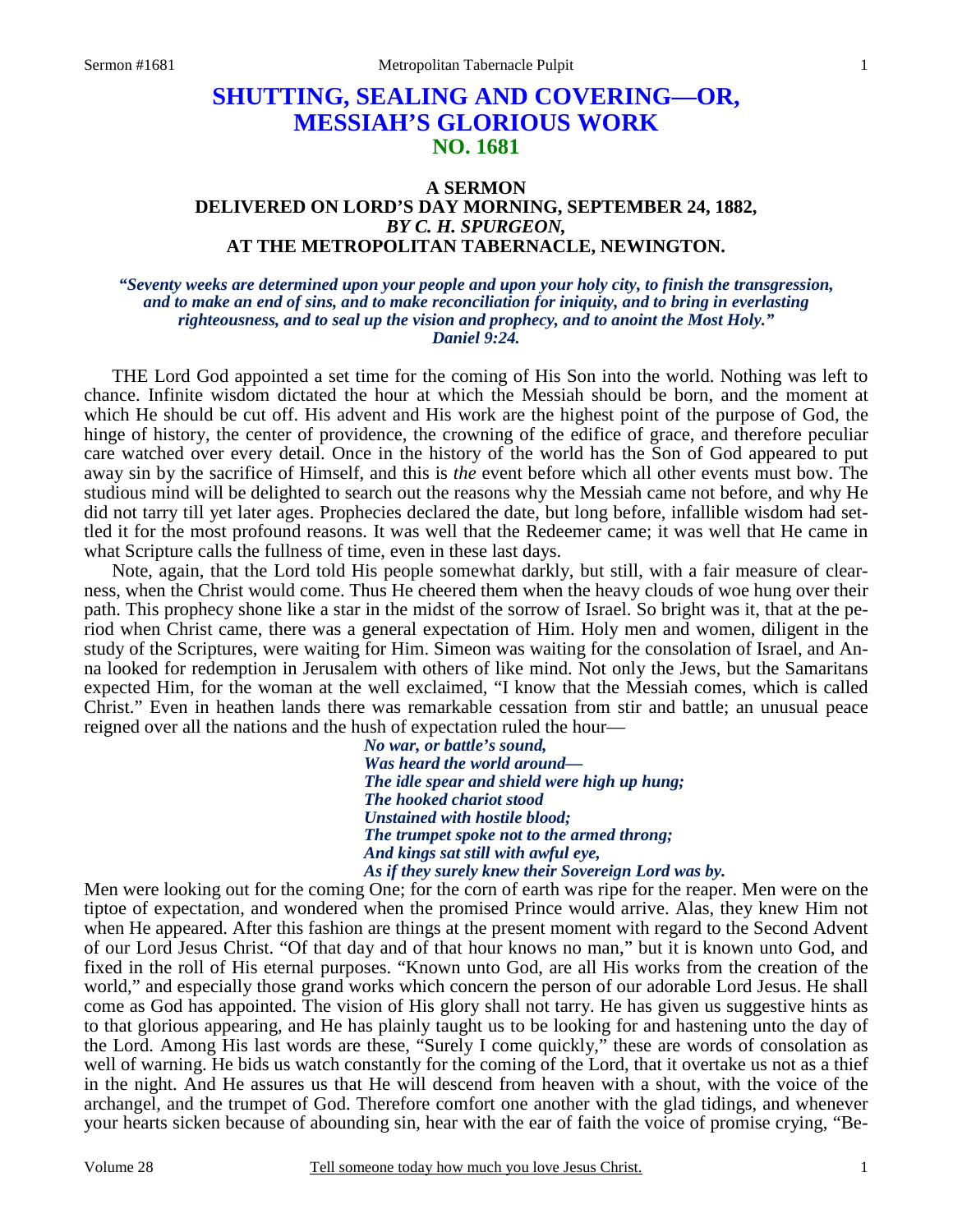# SHUTTING, SEALING AND COVERING—OR, MESSIAH'S GLORIOUS WORK
## NO. 1681

### A SERMON
### DELIVERED ON LORD'S DAY MORNING, SEPTEMBER 24, 1882,
### *BY C. H. SPURGEON,*
### AT THE METROPOLITAN TABERNACLE, NEWINGTON.

***"Seventy weeks are determined upon your people and upon your holy city, to finish the transgression, and to make an end of sins, and to make reconciliation for iniquity, and to bring in everlasting righteousness, and to seal up the vision and prophecy, and to anoint the Most Holy." Daniel 9:24.***

THE Lord God appointed a set time for the coming of His Son into the world. Nothing was left to chance. Infinite wisdom dictated the hour at which the Messiah should be born, and the moment at which He should be cut off. His advent and His work are the highest point of the purpose of God, the hinge of history, the center of providence, the crowning of the edifice of grace, and therefore peculiar care watched over every detail. Once in the history of the world has the Son of God appeared to put away sin by the sacrifice of Himself, and this is *the* event before which all other events must bow. The studious mind will be delighted to search out the reasons why the Messiah came not before, and why He did not tarry till yet later ages. Prophecies declared the date, but long before, infallible wisdom had settled it for the most profound reasons. It was well that the Redeemer came; it was well that He came in what Scripture calls the fullness of time, even in these last days.

Note, again, that the Lord told His people somewhat darkly, but still, with a fair measure of clearness, when the Christ would come. Thus He cheered them when the heavy clouds of woe hung over their path. This prophecy shone like a star in the midst of the sorrow of Israel. So bright was it, that at the period when Christ came, there was a general expectation of Him. Holy men and women, diligent in the study of the Scriptures, were waiting for Him. Simeon was waiting for the consolation of Israel, and Anna looked for redemption in Jerusalem with others of like mind. Not only the Jews, but the Samaritans expected Him, for the woman at the well exclaimed, "I know that the Messiah comes, which is called Christ." Even in heathen lands there was remarkable cessation from stir and battle; an unusual peace reigned over all the nations and the hush of expectation ruled the hour—

*No war, or battle's sound,*
*Was heard the world around—*
*The idle spear and shield were high up hung;*
*The hooked chariot stood*
*Unstained with hostile blood;*
*The trumpet spoke not to the armed throng;*
*And kings sat still with awful eye,*
*As if they surely knew their Sovereign Lord was by.*

Men were looking out for the coming One; for the corn of earth was ripe for the reaper. Men were on the tiptoe of expectation, and wondered when the promised Prince would arrive. Alas, they knew Him not when He appeared. After this fashion are things at the present moment with regard to the Second Advent of our Lord Jesus Christ. "Of that day and of that hour knows no man," but it is known unto God, and fixed in the roll of His eternal purposes. "Known unto God, are all His works from the creation of the world," and especially those grand works which concern the person of our adorable Lord Jesus. He shall come as God has appointed. The vision of His glory shall not tarry. He has given us suggestive hints as to that glorious appearing, and He has plainly taught us to be looking for and hastening unto the day of the Lord. Among His last words are these, "Surely I come quickly," these are words of consolation as well of warning. He bids us watch constantly for the coming of the Lord, that it overtake us not as a thief in the night. And He assures us that He will descend from heaven with a shout, with the voice of the archangel, and the trumpet of God. Therefore comfort one another with the glad tidings, and whenever your hearts sicken because of abounding sin, hear with the ear of faith the voice of promise crying, "Be-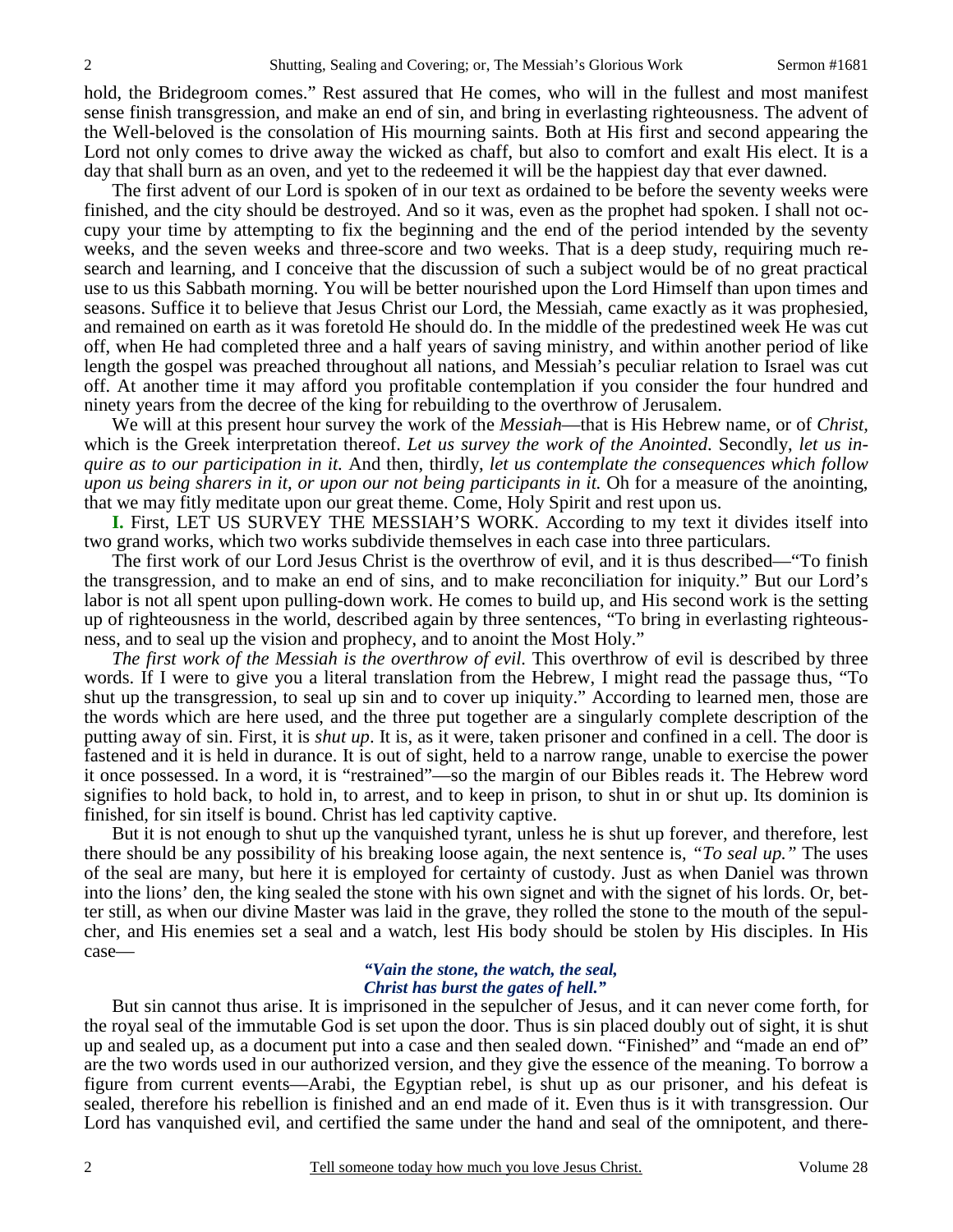hold, the Bridegroom comes." Rest assured that He comes, who will in the fullest and most manifest sense finish transgression, and make an end of sin, and bring in everlasting righteousness. The advent of the Well-beloved is the consolation of His mourning saints. Both at His first and second appearing the Lord not only comes to drive away the wicked as chaff, but also to comfort and exalt His elect. It is a day that shall burn as an oven, and yet to the redeemed it will be the happiest day that ever dawned.

The first advent of our Lord is spoken of in our text as ordained to be before the seventy weeks were finished, and the city should be destroyed. And so it was, even as the prophet had spoken. I shall not occupy your time by attempting to fix the beginning and the end of the period intended by the seventy weeks, and the seven weeks and three-score and two weeks. That is a deep study, requiring much research and learning, and I conceive that the discussion of such a subject would be of no great practical use to us this Sabbath morning. You will be better nourished upon the Lord Himself than upon times and seasons. Suffice it to believe that Jesus Christ our Lord, the Messiah, came exactly as it was prophesied, and remained on earth as it was foretold He should do. In the middle of the predestined week He was cut off, when He had completed three and a half years of saving ministry, and within another period of like length the gospel was preached throughout all nations, and Messiah's peculiar relation to Israel was cut off. At another time it may afford you profitable contemplation if you consider the four hundred and ninety years from the decree of the king for rebuilding to the overthrow of Jerusalem.

We will at this present hour survey the work of the *Messiah*—that is His Hebrew name, or of *Christ*, which is the Greek interpretation thereof. *Let us survey the work of the Anointed*. Secondly, *let us inquire as to our participation in it.* And then, thirdly, *let us contemplate the consequences which follow upon us being sharers in it, or upon our not being participants in it.* Oh for a measure of the anointing, that we may fitly meditate upon our great theme. Come, Holy Spirit and rest upon us.

**I.** First, LET US SURVEY THE MESSIAH'S WORK. According to my text it divides itself into two grand works, which two works subdivide themselves in each case into three particulars.

The first work of our Lord Jesus Christ is the overthrow of evil, and it is thus described—"To finish the transgression, and to make an end of sins, and to make reconciliation for iniquity." But our Lord's labor is not all spent upon pulling-down work. He comes to build up, and His second work is the setting up of righteousness in the world, described again by three sentences, "To bring in everlasting righteousness, and to seal up the vision and prophecy, and to anoint the Most Holy."

*The first work of the Messiah is the overthrow of evil.* This overthrow of evil is described by three words. If I were to give you a literal translation from the Hebrew, I might read the passage thus, "To shut up the transgression, to seal up sin and to cover up iniquity." According to learned men, those are the words which are here used, and the three put together are a singularly complete description of the putting away of sin. First, it is *shut up*. It is, as it were, taken prisoner and confined in a cell. The door is fastened and it is held in durance. It is out of sight, held to a narrow range, unable to exercise the power it once possessed. In a word, it is "restrained"—so the margin of our Bibles reads it. The Hebrew word signifies to hold back, to hold in, to arrest, and to keep in prison, to shut in or shut up. Its dominion is finished, for sin itself is bound. Christ has led captivity captive.

But it is not enough to shut up the vanquished tyrant, unless he is shut up forever, and therefore, lest there should be any possibility of his breaking loose again, the next sentence is, *"To seal up."* The uses of the seal are many, but here it is employed for certainty of custody. Just as when Daniel was thrown into the lions' den, the king sealed the stone with his own signet and with the signet of his lords. Or, better still, as when our divine Master was laid in the grave, they rolled the stone to the mouth of the sepulcher, and His enemies set a seal and a watch, lest His body should be stolen by His disciples. In His case—

> ***"Vain the stone, the watch, the seal,***
> ***Christ has burst the gates of hell."***

But sin cannot thus arise. It is imprisoned in the sepulcher of Jesus, and it can never come forth, for the royal seal of the immutable God is set upon the door. Thus is sin placed doubly out of sight, it is shut up and sealed up, as a document put into a case and then sealed down. "Finished" and "made an end of" are the two words used in our authorized version, and they give the essence of the meaning. To borrow a figure from current events—Arabi, the Egyptian rebel, is shut up as our prisoner, and his defeat is sealed, therefore his rebellion is finished and an end made of it. Even thus is it with transgression. Our Lord has vanquished evil, and certified the same under the hand and seal of the omnipotent, and there-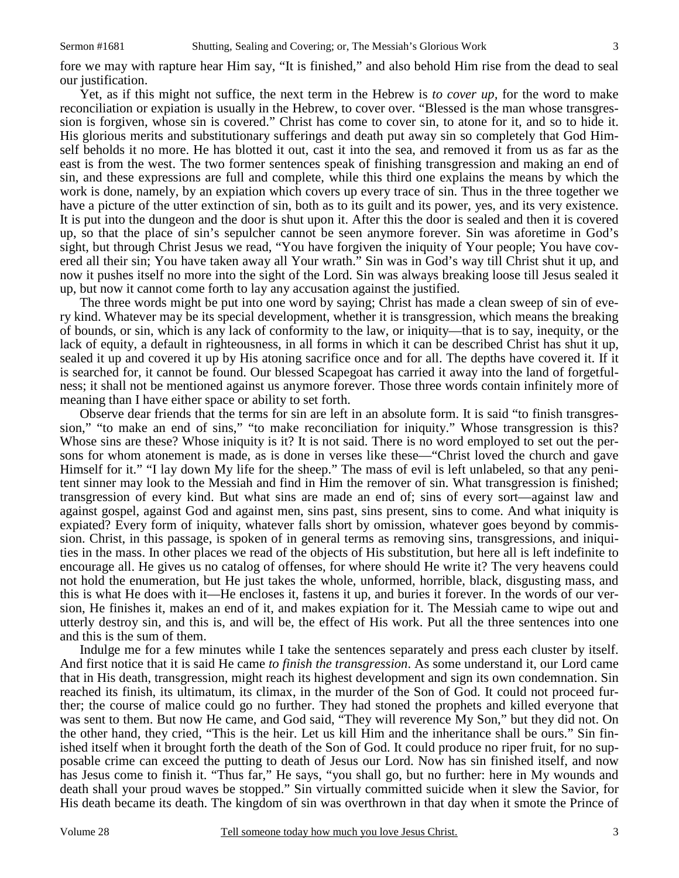fore we may with rapture hear Him say, "It is finished," and also behold Him rise from the dead to seal our justification.

Yet, as if this might not suffice, the next term in the Hebrew is *to cover up,* for the word to make reconciliation or expiation is usually in the Hebrew, to cover over. "Blessed is the man whose transgression is forgiven, whose sin is covered." Christ has come to cover sin, to atone for it, and so to hide it. His glorious merits and substitutionary sufferings and death put away sin so completely that God Himself beholds it no more. He has blotted it out, cast it into the sea, and removed it from us as far as the east is from the west. The two former sentences speak of finishing transgression and making an end of sin, and these expressions are full and complete, while this third one explains the means by which the work is done, namely, by an expiation which covers up every trace of sin. Thus in the three together we have a picture of the utter extinction of sin, both as to its guilt and its power, yes, and its very existence. It is put into the dungeon and the door is shut upon it. After this the door is sealed and then it is covered up, so that the place of sin's sepulcher cannot be seen anymore forever. Sin was aforetime in God's sight, but through Christ Jesus we read, "You have forgiven the iniquity of Your people; You have covered all their sin; You have taken away all Your wrath." Sin was in God's way till Christ shut it up, and now it pushes itself no more into the sight of the Lord. Sin was always breaking loose till Jesus sealed it up, but now it cannot come forth to lay any accusation against the justified.

The three words might be put into one word by saying; Christ has made a clean sweep of sin of every kind. Whatever may be its special development, whether it is transgression, which means the breaking of bounds, or sin, which is any lack of conformity to the law, or iniquity—that is to say, inequity, or the lack of equity, a default in righteousness, in all forms in which it can be described Christ has shut it up, sealed it up and covered it up by His atoning sacrifice once and for all. The depths have covered it. If it is searched for, it cannot be found. Our blessed Scapegoat has carried it away into the land of forgetfulness; it shall not be mentioned against us anymore forever. Those three words contain infinitely more of meaning than I have either space or ability to set forth.

Observe dear friends that the terms for sin are left in an absolute form. It is said "to finish transgression," "to make an end of sins," "to make reconciliation for iniquity." Whose transgression is this? Whose sins are these? Whose iniquity is it? It is not said. There is no word employed to set out the persons for whom atonement is made, as is done in verses like these—"Christ loved the church and gave Himself for it." "I lay down My life for the sheep." The mass of evil is left unlabeled, so that any penitent sinner may look to the Messiah and find in Him the remover of sin. What transgression is finished; transgression of every kind. But what sins are made an end of; sins of every sort—against law and against gospel, against God and against men, sins past, sins present, sins to come. And what iniquity is expiated? Every form of iniquity, whatever falls short by omission, whatever goes beyond by commission. Christ, in this passage, is spoken of in general terms as removing sins, transgressions, and iniquities in the mass. In other places we read of the objects of His substitution, but here all is left indefinite to encourage all. He gives us no catalog of offenses, for where should He write it? The very heavens could not hold the enumeration, but He just takes the whole, unformed, horrible, black, disgusting mass, and this is what He does with it—He encloses it, fastens it up, and buries it forever. In the words of our version, He finishes it, makes an end of it, and makes expiation for it. The Messiah came to wipe out and utterly destroy sin, and this is, and will be, the effect of His work. Put all the three sentences into one and this is the sum of them.

Indulge me for a few minutes while I take the sentences separately and press each cluster by itself. And first notice that it is said He came *to finish the transgression*. As some understand it, our Lord came that in His death, transgression, might reach its highest development and sign its own condemnation. Sin reached its finish, its ultimatum, its climax, in the murder of the Son of God. It could not proceed further; the course of malice could go no further. They had stoned the prophets and killed everyone that was sent to them. But now He came, and God said, "They will reverence My Son," but they did not. On the other hand, they cried, "This is the heir. Let us kill Him and the inheritance shall be ours." Sin finished itself when it brought forth the death of the Son of God. It could produce no riper fruit, for no supposable crime can exceed the putting to death of Jesus our Lord. Now has sin finished itself, and now has Jesus come to finish it. "Thus far," He says, "you shall go, but no further: here in My wounds and death shall your proud waves be stopped." Sin virtually committed suicide when it slew the Savior, for His death became its death. The kingdom of sin was overthrown in that day when it smote the Prince of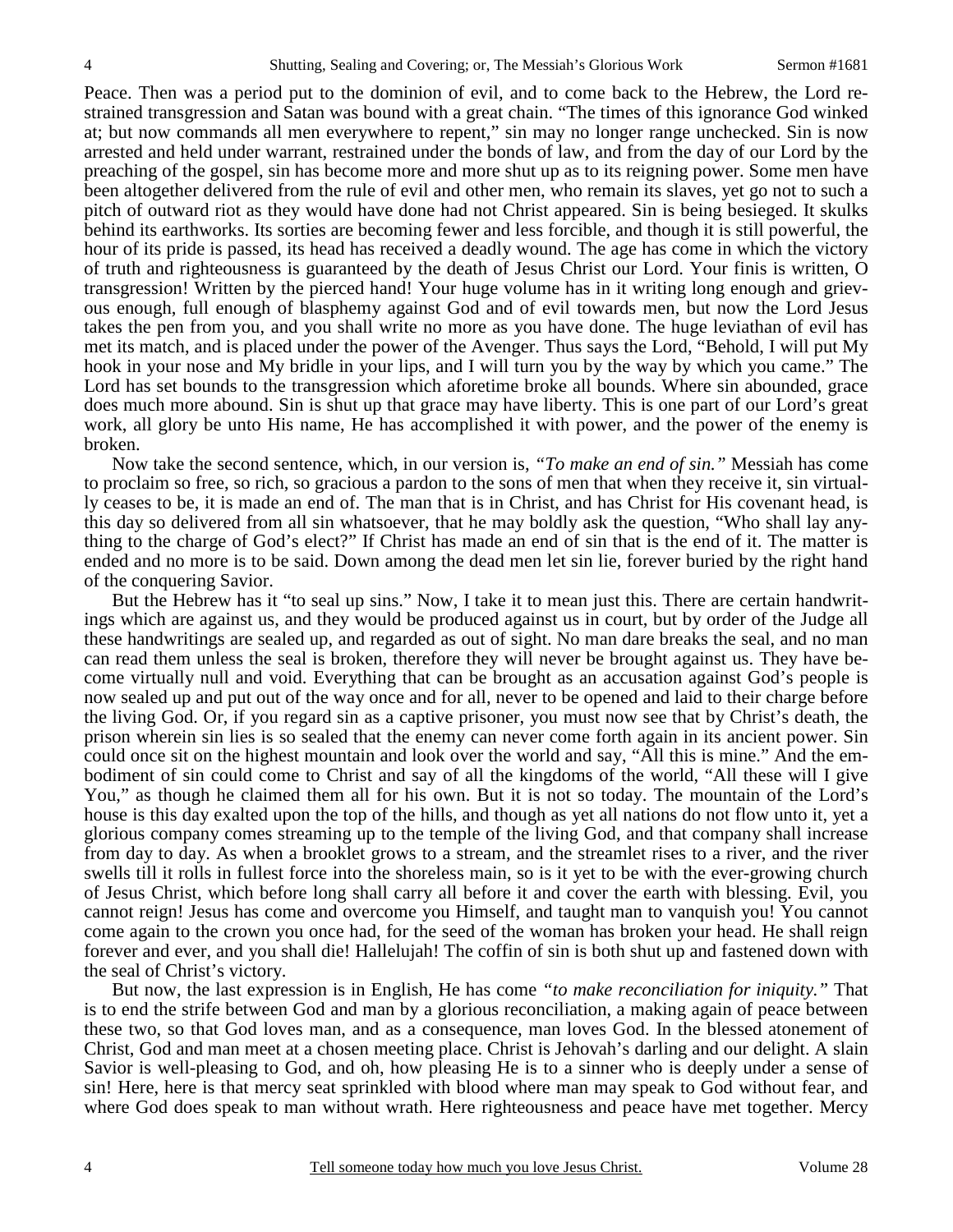Peace. Then was a period put to the dominion of evil, and to come back to the Hebrew, the Lord restrained transgression and Satan was bound with a great chain. "The times of this ignorance God winked at; but now commands all men everywhere to repent," sin may no longer range unchecked. Sin is now arrested and held under warrant, restrained under the bonds of law, and from the day of our Lord by the preaching of the gospel, sin has become more and more shut up as to its reigning power. Some men have been altogether delivered from the rule of evil and other men, who remain its slaves, yet go not to such a pitch of outward riot as they would have done had not Christ appeared. Sin is being besieged. It skulks behind its earthworks. Its sorties are becoming fewer and less forcible, and though it is still powerful, the hour of its pride is passed, its head has received a deadly wound. The age has come in which the victory of truth and righteousness is guaranteed by the death of Jesus Christ our Lord. Your finis is written, O transgression! Written by the pierced hand! Your huge volume has in it writing long enough and grievous enough, full enough of blasphemy against God and of evil towards men, but now the Lord Jesus takes the pen from you, and you shall write no more as you have done. The huge leviathan of evil has met its match, and is placed under the power of the Avenger. Thus says the Lord, "Behold, I will put My hook in your nose and My bridle in your lips, and I will turn you by the way by which you came." The Lord has set bounds to the transgression which aforetime broke all bounds. Where sin abounded, grace does much more abound. Sin is shut up that grace may have liberty. This is one part of our Lord's great work, all glory be unto His name, He has accomplished it with power, and the power of the enemy is broken.

Now take the second sentence, which, in our version is, *"To make an end of sin."* Messiah has come to proclaim so free, so rich, so gracious a pardon to the sons of men that when they receive it, sin virtually ceases to be, it is made an end of. The man that is in Christ, and has Christ for His covenant head, is this day so delivered from all sin whatsoever, that he may boldly ask the question, "Who shall lay anything to the charge of God's elect?" If Christ has made an end of sin that is the end of it. The matter is ended and no more is to be said. Down among the dead men let sin lie, forever buried by the right hand of the conquering Savior.

But the Hebrew has it "to seal up sins." Now, I take it to mean just this. There are certain handwritings which are against us, and they would be produced against us in court, but by order of the Judge all these handwritings are sealed up, and regarded as out of sight. No man dare breaks the seal, and no man can read them unless the seal is broken, therefore they will never be brought against us. They have become virtually null and void. Everything that can be brought as an accusation against God's people is now sealed up and put out of the way once and for all, never to be opened and laid to their charge before the living God. Or, if you regard sin as a captive prisoner, you must now see that by Christ's death, the prison wherein sin lies is so sealed that the enemy can never come forth again in its ancient power. Sin could once sit on the highest mountain and look over the world and say, "All this is mine." And the embodiment of sin could come to Christ and say of all the kingdoms of the world, "All these will I give You," as though he claimed them all for his own. But it is not so today. The mountain of the Lord's house is this day exalted upon the top of the hills, and though as yet all nations do not flow unto it, yet a glorious company comes streaming up to the temple of the living God, and that company shall increase from day to day. As when a brooklet grows to a stream, and the streamlet rises to a river, and the river swells till it rolls in fullest force into the shoreless main, so is it yet to be with the ever-growing church of Jesus Christ, which before long shall carry all before it and cover the earth with blessing. Evil, you cannot reign! Jesus has come and overcome you Himself, and taught man to vanquish you! You cannot come again to the crown you once had, for the seed of the woman has broken your head. He shall reign forever and ever, and you shall die! Hallelujah! The coffin of sin is both shut up and fastened down with the seal of Christ's victory.

But now, the last expression is in English, He has come *"to make reconciliation for iniquity."* That is to end the strife between God and man by a glorious reconciliation, a making again of peace between these two, so that God loves man, and as a consequence, man loves God. In the blessed atonement of Christ, God and man meet at a chosen meeting place. Christ is Jehovah's darling and our delight. A slain Savior is well-pleasing to God, and oh, how pleasing He is to a sinner who is deeply under a sense of sin! Here, here is that mercy seat sprinkled with blood where man may speak to God without fear, and where God does speak to man without wrath. Here righteousness and peace have met together. Mercy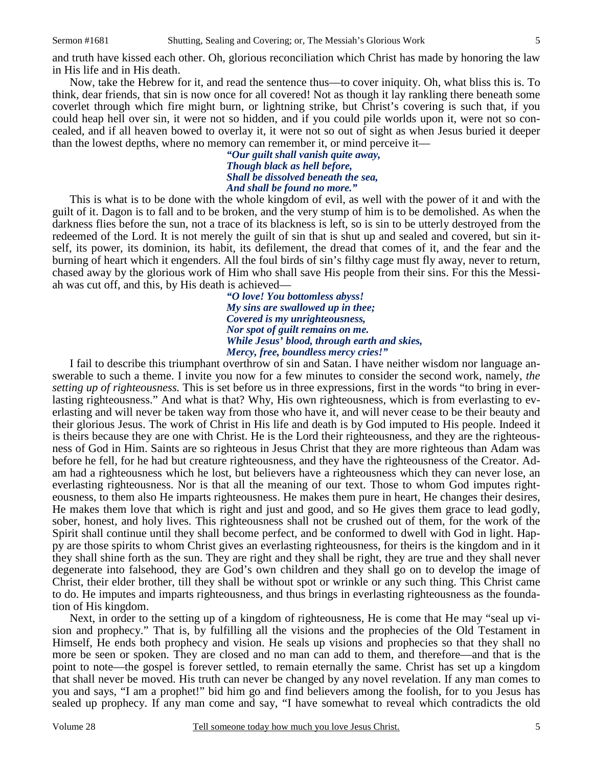and truth have kissed each other. Oh, glorious reconciliation which Christ has made by honoring the law in His life and in His death.

Now, take the Hebrew for it, and read the sentence thus—to cover iniquity. Oh, what bliss this is. To think, dear friends, that sin is now once for all covered! Not as though it lay rankling there beneath some coverlet through which fire might burn, or lightning strike, but Christ's covering is such that, if you could heap hell over sin, it were not so hidden, and if you could pile worlds upon it, were not so concealed, and if all heaven bowed to overlay it, it were not so out of sight as when Jesus buried it deeper than the lowest depths, where no memory can remember it, or mind perceive it—

*"Our guilt shall vanish quite away,*
*Though black as hell before,*
*Shall be dissolved beneath the sea,*
*And shall be found no more."*

This is what is to be done with the whole kingdom of evil, as well with the power of it and with the guilt of it. Dagon is to fall and to be broken, and the very stump of him is to be demolished. As when the darkness flies before the sun, not a trace of its blackness is left, so is sin to be utterly destroyed from the redeemed of the Lord. It is not merely the guilt of sin that is shut up and sealed and covered, but sin itself, its power, its dominion, its habit, its defilement, the dread that comes of it, and the fear and the burning of heart which it engenders. All the foul birds of sin's filthy cage must fly away, never to return, chased away by the glorious work of Him who shall save His people from their sins. For this the Messiah was cut off, and this, by His death is achieved—

*"O love! You bottomless abyss!*
*My sins are swallowed up in thee;*
*Covered is my unrighteousness,*
*Nor spot of guilt remains on me.*
*While Jesus' blood, through earth and skies,*
*Mercy, free, boundless mercy cries!"*

I fail to describe this triumphant overthrow of sin and Satan. I have neither wisdom nor language answerable to such a theme. I invite you now for a few minutes to consider the second work, namely, *the setting up of righteousness.* This is set before us in three expressions, first in the words "to bring in everlasting righteousness." And what is that? Why, His own righteousness, which is from everlasting to everlasting and will never be taken way from those who have it, and will never cease to be their beauty and their glorious Jesus. The work of Christ in His life and death is by God imputed to His people. Indeed it is theirs because they are one with Christ. He is the Lord their righteousness, and they are the righteousness of God in Him. Saints are so righteous in Jesus Christ that they are more righteous than Adam was before he fell, for he had but creature righteousness, and they have the righteousness of the Creator. Adam had a righteousness which he lost, but believers have a righteousness which they can never lose, an everlasting righteousness. Nor is that all the meaning of our text. Those to whom God imputes righteousness, to them also He imparts righteousness. He makes them pure in heart, He changes their desires, He makes them love that which is right and just and good, and so He gives them grace to lead godly, sober, honest, and holy lives. This righteousness shall not be crushed out of them, for the work of the Spirit shall continue until they shall become perfect, and be conformed to dwell with God in light. Happy are those spirits to whom Christ gives an everlasting righteousness, for theirs is the kingdom and in it they shall shine forth as the sun. They are right and they shall be right, they are true and they shall never degenerate into falsehood, they are God's own children and they shall go on to develop the image of Christ, their elder brother, till they shall be without spot or wrinkle or any such thing. This Christ came to do. He imputes and imparts righteousness, and thus brings in everlasting righteousness as the foundation of His kingdom.

Next, in order to the setting up of a kingdom of righteousness, He is come that He may "seal up vision and prophecy." That is, by fulfilling all the visions and the prophecies of the Old Testament in Himself, He ends both prophecy and vision. He seals up visions and prophecies so that they shall no more be seen or spoken. They are closed and no man can add to them, and therefore—and that is the point to note—the gospel is forever settled, to remain eternally the same. Christ has set up a kingdom that shall never be moved. His truth can never be changed by any novel revelation. If any man comes to you and says, "I am a prophet!" bid him go and find believers among the foolish, for to you Jesus has sealed up prophecy. If any man come and say, "I have somewhat to reveal which contradicts the old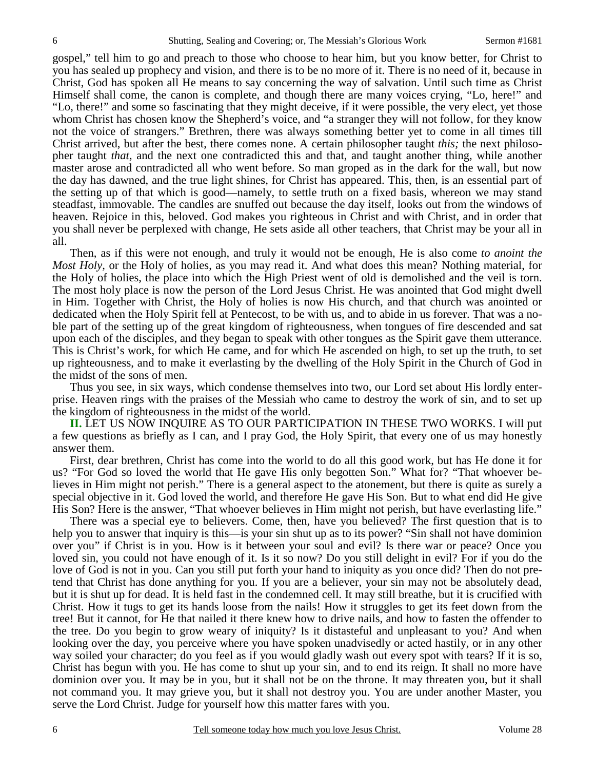gospel," tell him to go and preach to those who choose to hear him, but you know better, for Christ to you has sealed up prophecy and vision, and there is to be no more of it. There is no need of it, because in Christ, God has spoken all He means to say concerning the way of salvation. Until such time as Christ Himself shall come, the canon is complete, and though there are many voices crying, "Lo, here!" and "Lo, there!" and some so fascinating that they might deceive, if it were possible, the very elect, yet those whom Christ has chosen know the Shepherd's voice, and "a stranger they will not follow, for they know not the voice of strangers." Brethren, there was always something better yet to come in all times till Christ arrived, but after the best, there comes none. A certain philosopher taught *this;* the next philosopher taught *that,* and the next one contradicted this and that, and taught another thing, while another master arose and contradicted all who went before. So man groped as in the dark for the wall, but now the day has dawned, and the true light shines, for Christ has appeared. This, then, is an essential part of the setting up of that which is good—namely, to settle truth on a fixed basis, whereon we may stand steadfast, immovable. The candles are snuffed out because the day itself, looks out from the windows of heaven. Rejoice in this, beloved. God makes you righteous in Christ and with Christ, and in order that you shall never be perplexed with change, He sets aside all other teachers, that Christ may be your all in all.

Then, as if this were not enough, and truly it would not be enough, He is also come *to anoint the Most Holy,* or the Holy of holies, as you may read it. And what does this mean? Nothing material, for the Holy of holies, the place into which the High Priest went of old is demolished and the veil is torn. The most holy place is now the person of the Lord Jesus Christ. He was anointed that God might dwell in Him. Together with Christ, the Holy of holies is now His church, and that church was anointed or dedicated when the Holy Spirit fell at Pentecost, to be with us, and to abide in us forever. That was a noble part of the setting up of the great kingdom of righteousness, when tongues of fire descended and sat upon each of the disciples, and they began to speak with other tongues as the Spirit gave them utterance. This is Christ's work, for which He came, and for which He ascended on high, to set up the truth, to set up righteousness, and to make it everlasting by the dwelling of the Holy Spirit in the Church of God in the midst of the sons of men.

Thus you see, in six ways, which condense themselves into two, our Lord set about His lordly enterprise. Heaven rings with the praises of the Messiah who came to destroy the work of sin, and to set up the kingdom of righteousness in the midst of the world.

**II.** LET US NOW INQUIRE AS TO OUR PARTICIPATION IN THESE TWO WORKS. I will put a few questions as briefly as I can, and I pray God, the Holy Spirit, that every one of us may honestly answer them.

First, dear brethren, Christ has come into the world to do all this good work, but has He done it for us? "For God so loved the world that He gave His only begotten Son." What for? "That whoever believes in Him might not perish." There is a general aspect to the atonement, but there is quite as surely a special objective in it. God loved the world, and therefore He gave His Son. But to what end did He give His Son? Here is the answer, "That whoever believes in Him might not perish, but have everlasting life."

There was a special eye to believers. Come, then, have you believed? The first question that is to help you to answer that inquiry is this—is your sin shut up as to its power? "Sin shall not have dominion over you" if Christ is in you. How is it between your soul and evil? Is there war or peace? Once you loved sin, you could not have enough of it. Is it so now? Do you still delight in evil? For if you do the love of God is not in you. Can you still put forth your hand to iniquity as you once did? Then do not pretend that Christ has done anything for you. If you are a believer, your sin may not be absolutely dead, but it is shut up for dead. It is held fast in the condemned cell. It may still breathe, but it is crucified with Christ. How it tugs to get its hands loose from the nails! How it struggles to get its feet down from the tree! But it cannot, for He that nailed it there knew how to drive nails, and how to fasten the offender to the tree. Do you begin to grow weary of iniquity? Is it distasteful and unpleasant to you? And when looking over the day, you perceive where you have spoken unadvisedly or acted hastily, or in any other way soiled your character; do you feel as if you would gladly wash out every spot with tears? If it is so, Christ has begun with you. He has come to shut up your sin, and to end its reign. It shall no more have dominion over you. It may be in you, but it shall not be on the throne. It may threaten you, but it shall not command you. It may grieve you, but it shall not destroy you. You are under another Master, you serve the Lord Christ. Judge for yourself how this matter fares with you.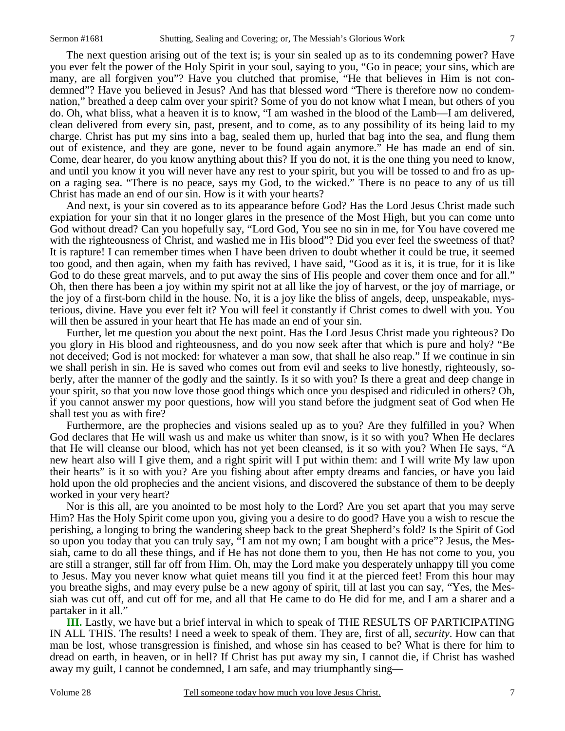The next question arising out of the text is; is your sin sealed up as to its condemning power? Have you ever felt the power of the Holy Spirit in your soul, saying to you, "Go in peace; your sins, which are many, are all forgiven you"? Have you clutched that promise, "He that believes in Him is not condemned"? Have you believed in Jesus? And has that blessed word "There is therefore now no condemnation," breathed a deep calm over your spirit? Some of you do not know what I mean, but others of you do. Oh, what bliss, what a heaven it is to know, "I am washed in the blood of the Lamb—I am delivered, clean delivered from every sin, past, present, and to come, as to any possibility of its being laid to my charge. Christ has put my sins into a bag, sealed them up, hurled that bag into the sea, and flung them out of existence, and they are gone, never to be found again anymore." He has made an end of sin. Come, dear hearer, do you know anything about this? If you do not, it is the one thing you need to know, and until you know it you will never have any rest to your spirit, but you will be tossed to and fro as upon a raging sea. "There is no peace, says my God, to the wicked." There is no peace to any of us till Christ has made an end of our sin. How is it with your hearts?

And next, is your sin covered as to its appearance before God? Has the Lord Jesus Christ made such expiation for your sin that it no longer glares in the presence of the Most High, but you can come unto God without dread? Can you hopefully say, "Lord God, You see no sin in me, for You have covered me with the righteousness of Christ, and washed me in His blood"? Did you ever feel the sweetness of that? It is rapture! I can remember times when I have been driven to doubt whether it could be true, it seemed too good, and then again, when my faith has revived, I have said, "Good as it is, it is true, for it is like God to do these great marvels, and to put away the sins of His people and cover them once and for all." Oh, then there has been a joy within my spirit not at all like the joy of harvest, or the joy of marriage, or the joy of a first-born child in the house. No, it is a joy like the bliss of angels, deep, unspeakable, mysterious, divine. Have you ever felt it? You will feel it constantly if Christ comes to dwell with you. You will then be assured in your heart that He has made an end of your sin.

Further, let me question you about the next point. Has the Lord Jesus Christ made you righteous? Do you glory in His blood and righteousness, and do you now seek after that which is pure and holy? "Be not deceived; God is not mocked: for whatever a man sow, that shall he also reap." If we continue in sin we shall perish in sin. He is saved who comes out from evil and seeks to live honestly, righteously, soberly, after the manner of the godly and the saintly. Is it so with you? Is there a great and deep change in your spirit, so that you now love those good things which once you despised and ridiculed in others? Oh, if you cannot answer my poor questions, how will you stand before the judgment seat of God when He shall test you as with fire?

Furthermore, are the prophecies and visions sealed up as to you? Are they fulfilled in you? When God declares that He will wash us and make us whiter than snow, is it so with you? When He declares that He will cleanse our blood, which has not yet been cleansed, is it so with you? When He says, "A new heart also will I give them, and a right spirit will I put within them: and I will write My law upon their hearts" is it so with you? Are you fishing about after empty dreams and fancies, or have you laid hold upon the old prophecies and the ancient visions, and discovered the substance of them to be deeply worked in your very heart?

Nor is this all, are you anointed to be most holy to the Lord? Are you set apart that you may serve Him? Has the Holy Spirit come upon you, giving you a desire to do good? Have you a wish to rescue the perishing, a longing to bring the wandering sheep back to the great Shepherd's fold? Is the Spirit of God so upon you today that you can truly say, "I am not my own; I am bought with a price"? Jesus, the Messiah, came to do all these things, and if He has not done them to you, then He has not come to you, you are still a stranger, still far off from Him. Oh, may the Lord make you desperately unhappy till you come to Jesus. May you never know what quiet means till you find it at the pierced feet! From this hour may you breathe sighs, and may every pulse be a new agony of spirit, till at last you can say, "Yes, the Messiah was cut off, and cut off for me, and all that He came to do He did for me, and I am a sharer and a partaker in it all."

**III.** Lastly, we have but a brief interval in which to speak of THE RESULTS OF PARTICIPATING IN ALL THIS. The results! I need a week to speak of them. They are, first of all, *security*. How can that man be lost, whose transgression is finished, and whose sin has ceased to be? What is there for him to dread on earth, in heaven, or in hell? If Christ has put away my sin, I cannot die, if Christ has washed away my guilt, I cannot be condemned, I am safe, and may triumphantly sing—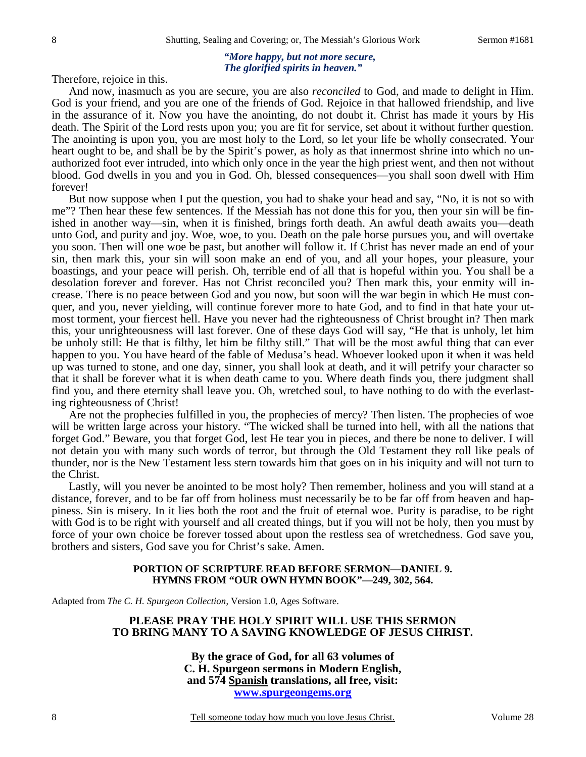*"More happy, but not more secure,*
*The glorified spirits in heaven."*

Therefore, rejoice in this.

And now, inasmuch as you are secure, you are also *reconciled* to God, and made to delight in Him. God is your friend, and you are one of the friends of God. Rejoice in that hallowed friendship, and live in the assurance of it. Now you have the anointing, do not doubt it. Christ has made it yours by His death. The Spirit of the Lord rests upon you; you are fit for service, set about it without further question. The anointing is upon you, you are most holy to the Lord, so let your life be wholly consecrated. Your heart ought to be, and shall be by the Spirit's power, as holy as that innermost shrine into which no unauthorized foot ever intruded, into which only once in the year the high priest went, and then not without blood. God dwells in you and you in God. Oh, blessed consequences—you shall soon dwell with Him forever!

But now suppose when I put the question, you had to shake your head and say, "No, it is not so with me"? Then hear these few sentences. If the Messiah has not done this for you, then your sin will be finished in another way—sin, when it is finished, brings forth death. An awful death awaits you—death unto God, and purity and joy. Woe, woe, to you. Death on the pale horse pursues you, and will overtake you soon. Then will one woe be past, but another will follow it. If Christ has never made an end of your sin, then mark this, your sin will soon make an end of you, and all your hopes, your pleasure, your boastings, and your peace will perish. Oh, terrible end of all that is hopeful within you. You shall be a desolation forever and forever. Has not Christ reconciled you? Then mark this, your enmity will increase. There is no peace between God and you now, but soon will the war begin in which He must conquer, and you, never yielding, will continue forever more to hate God, and to find in that hate your utmost torment, your fiercest hell. Have you never had the righteousness of Christ brought in? Then mark this, your unrighteousness will last forever. One of these days God will say, "He that is unholy, let him be unholy still: He that is filthy, let him be filthy still." That will be the most awful thing that can ever happen to you. You have heard of the fable of Medusa's head. Whoever looked upon it when it was held up was turned to stone, and one day, sinner, you shall look at death, and it will petrify your character so that it shall be forever what it is when death came to you. Where death finds you, there judgment shall find you, and there eternity shall leave you. Oh, wretched soul, to have nothing to do with the everlasting righteousness of Christ!

Are not the prophecies fulfilled in you, the prophecies of mercy? Then listen. The prophecies of woe will be written large across your history. "The wicked shall be turned into hell, with all the nations that forget God." Beware, you that forget God, lest He tear you in pieces, and there be none to deliver. I will not detain you with many such words of terror, but through the Old Testament they roll like peals of thunder, nor is the New Testament less stern towards him that goes on in his iniquity and will not turn to the Christ.

Lastly, will you never be anointed to be most holy? Then remember, holiness and you will stand at a distance, forever, and to be far off from holiness must necessarily be to be far off from heaven and happiness. Sin is misery. In it lies both the root and the fruit of eternal woe. Purity is paradise, to be right with God is to be right with yourself and all created things, but if you will not be holy, then you must by force of your own choice be forever tossed about upon the restless sea of wretchedness. God save you, brothers and sisters, God save you for Christ's sake. Amen.

**PORTION OF SCRIPTURE READ BEFORE SERMON—DANIEL 9.**
**HYMNS FROM "OUR OWN HYMN BOOK"—249, 302, 564.**

Adapted from *The C. H. Spurgeon Collection,* Version 1.0, Ages Software.

**PLEASE PRAY THE HOLY SPIRIT WILL USE THIS SERMON TO BRING MANY TO A SAVING KNOWLEDGE OF JESUS CHRIST.**

**By the grace of God, for all 63 volumes of C. H. Spurgeon sermons in Modern English, and 574 Spanish translations, all free, visit: www.spurgeongems.org**

Tell someone today how much you love Jesus Christ.